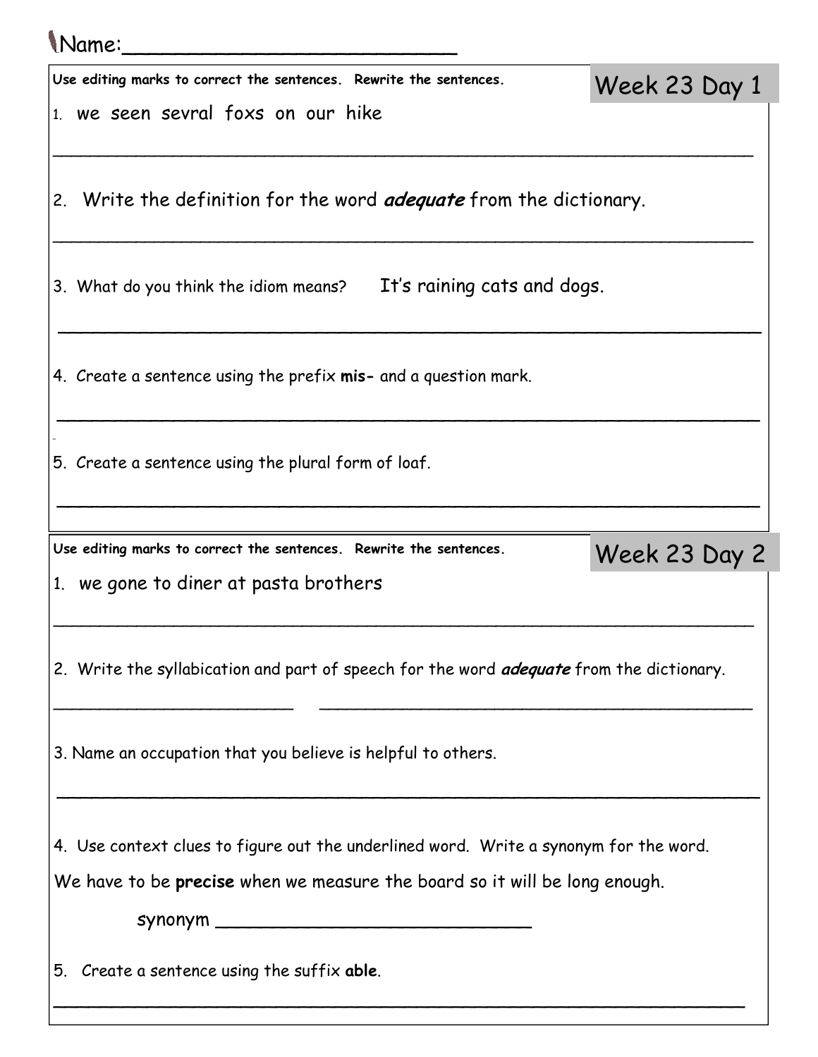Name:_________________________

## Week 23 Day 1

**Use editing marks to correct the sentences. Rewrite the sentences.**

1. we seen sevral foxs on our hike

_______________________________________________________________

2. Write the definition for the word ***adequate*** from the dictionary.

_______________________________________________________________

3. What do you think the idiom means? It's raining cats and dogs.

_______________________________________________________________

4. Create a sentence using the prefix **mis-** and a question mark.

_______________________________________________________________

5. Create a sentence using the plural form of loaf.

_______________________________________________________________

## Week 23 Day 2

**Use editing marks to correct the sentences. Rewrite the sentences.**

1. we gone to diner at pasta brothers

_______________________________________________________________

2. Write the syllabication and part of speech for the word ***adequate*** from the dictionary.

______________________ ______________________________________

3. Name an occupation that you believe is helpful to others.

_______________________________________________________________

4. Use context clues to figure out the underlined word. Write a synonym for the word.

We have to be **precise** when we measure the board so it will be long enough.

synonym ____________________________

5. Create a sentence using the suffix **able**.

_______________________________________________________________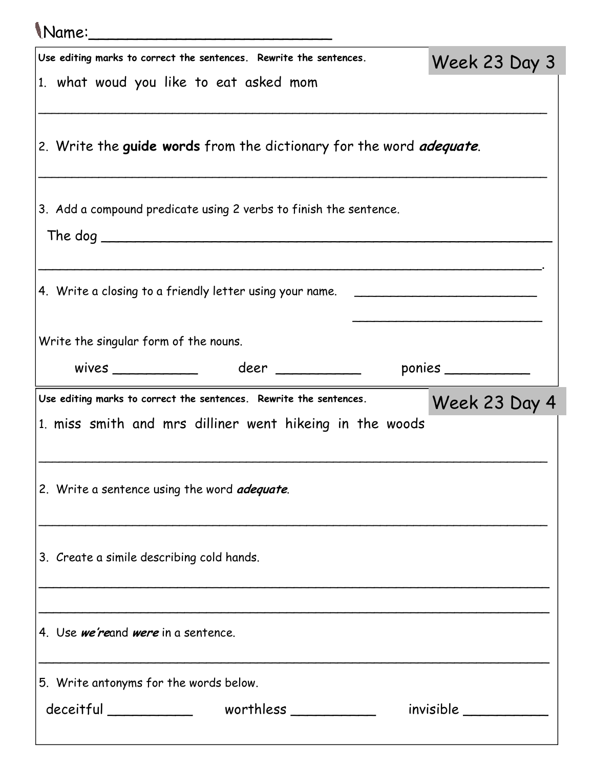Name:______________________________

## Week 23 Day 3

**Use editing marks to correct the sentences. Rewrite the sentences.**

1. what woud you like to eat asked mom

_______________________________________________________________

2. Write the **guide words** from the dictionary for the word ***adequate***.

_______________________________________________________________

3. Add a compound predicate using 2 verbs to finish the sentence.

The dog _______________________________________________________

_______________________________________________________________.

4. Write a closing to a friendly letter using your name. ________________________

________________________

Write the singular form of the nouns.

wives __________ deer __________ ponies __________

## Week 23 Day 4

**Use editing marks to correct the sentences. Rewrite the sentences.**

1. miss smith and mrs dilliner went hikeing in the woods

_______________________________________________________________

2. Write a sentence using the word ***adequate***.

_______________________________________________________________

3. Create a simile describing cold hands.

_______________________________________________________________

_______________________________________________________________

4. Use ***we're***and ***were*** in a sentence.

_______________________________________________________________

5. Write antonyms for the words below.

deceitful __________ worthless __________ invisible __________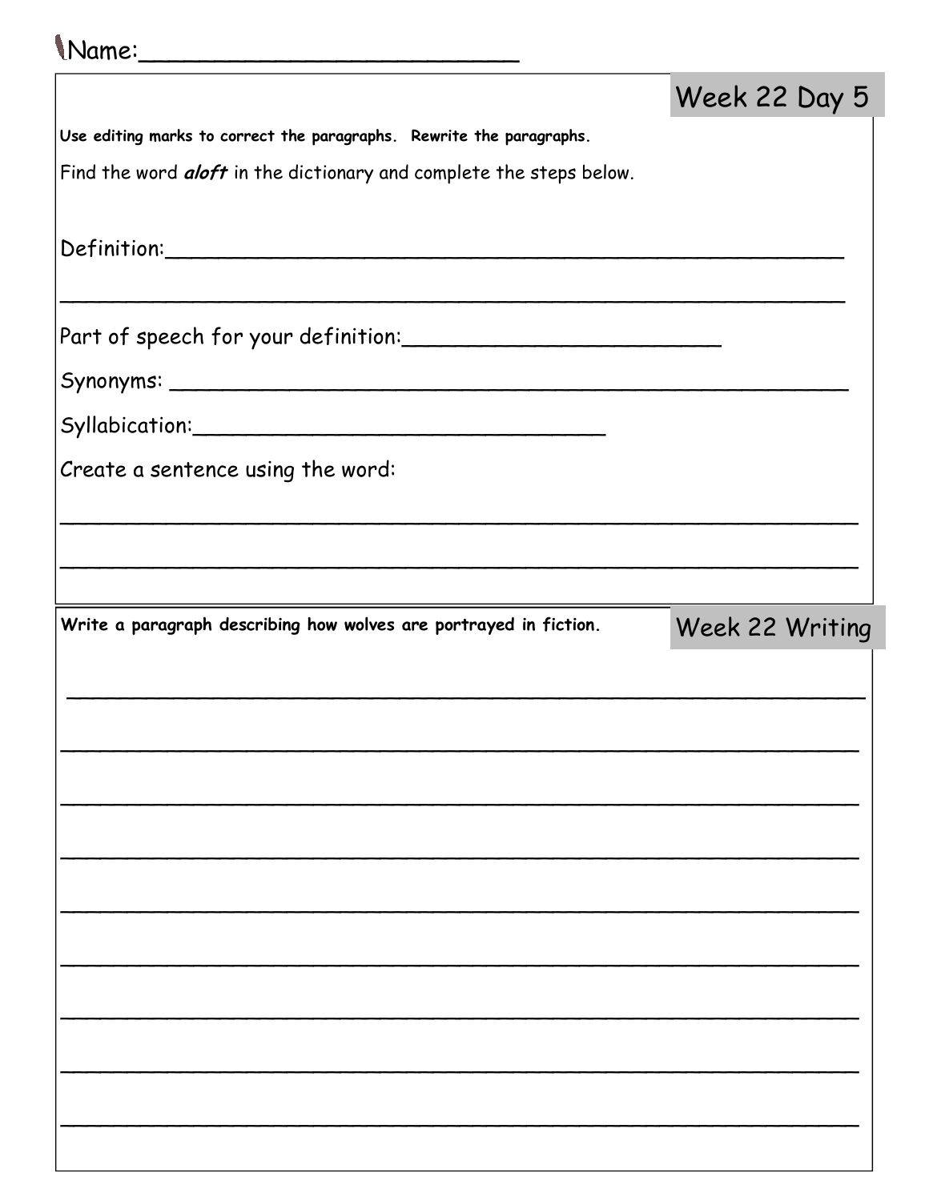Name:_________________________

## Week 22 Day 5

**Use editing marks to correct the paragraphs. Rewrite the paragraphs.**

Find the word ***aloft*** in the dictionary and complete the steps below.

Definition:_____________________________________________

_____________________________________________________

Part of speech for your definition:______________________

Synonyms: ____________________________________________

Syllabication:______________________________

Create a sentence using the word:

_____________________________________________________

_____________________________________________________

## Week 22 Writing

**Write a paragraph describing how wolves are portrayed in fiction.**

_____________________________________________________

_____________________________________________________

_____________________________________________________

_____________________________________________________

_____________________________________________________

_____________________________________________________

_____________________________________________________

_____________________________________________________

_____________________________________________________